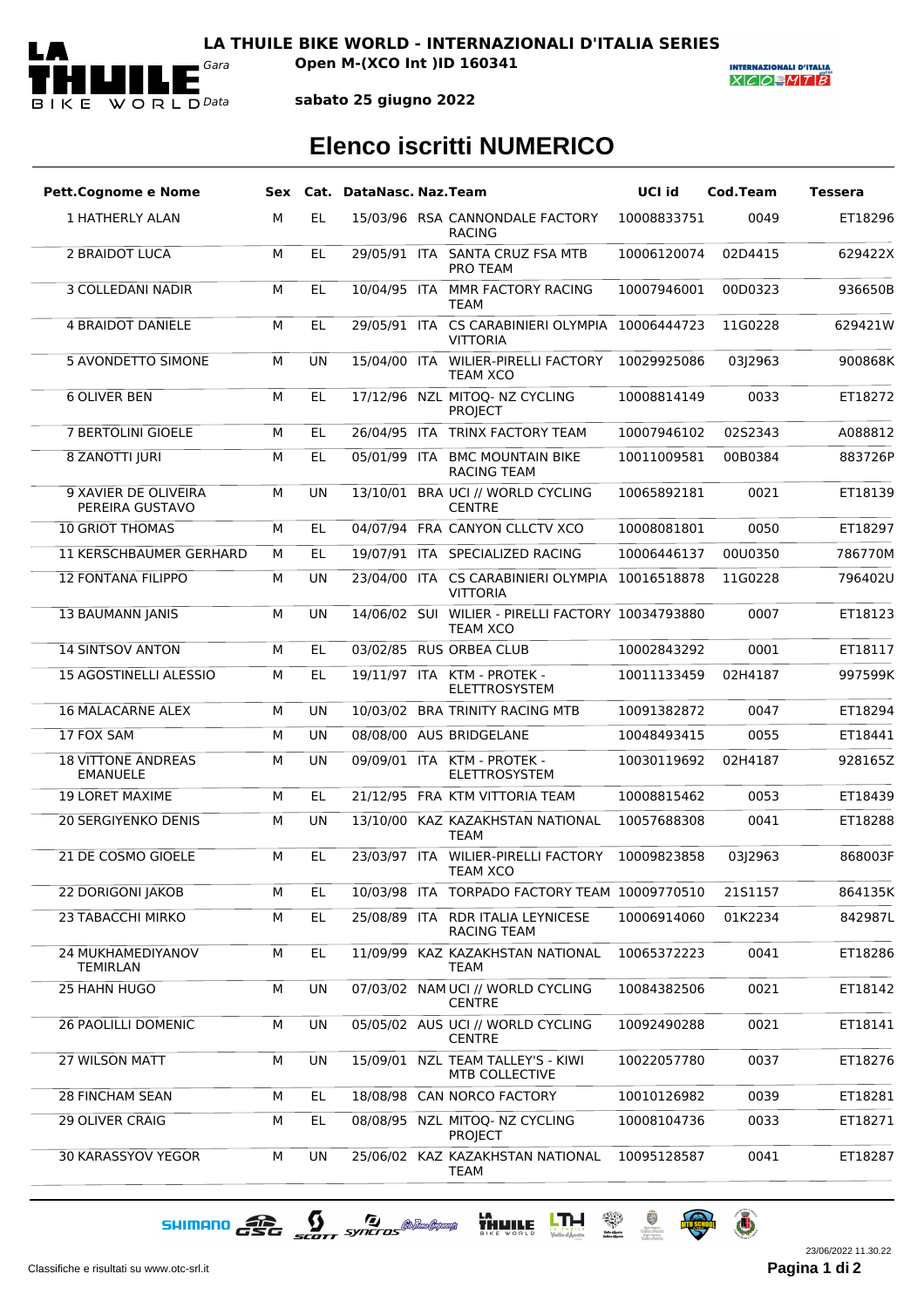**LA THUILE BIKE WORLD - INTERNAZIONALI D'ITALIA SERIES**

Gara **Open M-(XCO Int )ID 160341**

Data **sabato 25 giugno 2022**

# Elenco iscritti NUMERICO

| Pett.Cognome e Nome | Sex | Cat. | DataNasc. | Naz. | Team | UCI id | Cod.Team | Tessera |
|---|---|---|---|---|---|---|---|---|
| 1 HATHERLY ALAN | M | EL | 15/03/96 | RSA | CANNONDALE FACTORY RACING | 10008833751 | 0049 | ET18296 |
| 2 BRAIDOT LUCA | M | EL | 29/05/91 | ITA | SANTA CRUZ FSA MTB PRO TEAM | 10006120074 | 02D4415 | 629422X |
| 3 COLLEDANI NADIR | M | EL | 10/04/95 | ITA | MMR FACTORY RACING TEAM | 10007946001 | 00D0323 | 936650B |
| 4 BRAIDOT DANIELE | M | EL | 29/05/91 | ITA | CS CARABINIERI OLYMPIA VITTORIA | 10006444723 | 11G0228 | 629421W |
| 5 AVONDETTO SIMONE | M | UN | 15/04/00 | ITA | WILIER-PIRELLI FACTORY TEAM XCO | 10029925086 | 03J2963 | 900868K |
| 6 OLIVER BEN | M | EL | 17/12/96 | NZL | MITOQ- NZ CYCLING PROJECT | 10008814149 | 0033 | ET18272 |
| 7 BERTOLINI GIOELE | M | EL | 26/04/95 | ITA | TRINX FACTORY TEAM | 10007946102 | 02S2343 | A088812 |
| 8 ZANOTTI JURI | M | EL | 05/01/99 | ITA | BMC MOUNTAIN BIKE RACING TEAM | 10011009581 | 00B0384 | 883726P |
| 9 XAVIER DE OLIVEIRA PEREIRA GUSTAVO | M | UN | 13/10/01 | BRA | UCI // WORLD CYCLING CENTRE | 10065892181 | 0021 | ET18139 |
| 10 GRIOT THOMAS | M | EL | 04/07/94 | FRA | CANYON CLLCTV XCO | 10008081801 | 0050 | ET18297 |
| 11 KERSCHBAUMER GERHARD | M | EL | 19/07/91 | ITA | SPECIALIZED RACING | 10006446137 | 00U0350 | 786770M |
| 12 FONTANA FILIPPO | M | UN | 23/04/00 | ITA | CS CARABINIERI OLYMPIA VITTORIA | 10016518878 | 11G0228 | 796402U |
| 13 BAUMANN JANIS | M | UN | 14/06/02 | SUI | WILIER - PIRELLI FACTORY TEAM XCO | 10034793880 | 0007 | ET18123 |
| 14 SINTSOV ANTON | M | EL | 03/02/85 | RUS | ORBEA CLUB | 10002843292 | 0001 | ET18117 |
| 15 AGOSTINELLI ALESSIO | M | EL | 19/11/97 | ITA | KTM - PROTEK - ELETTROSYSTEM | 10011133459 | 02H4187 | 997599K |
| 16 MALACARNE ALEX | M | UN | 10/03/02 | BRA | TRINITY RACING MTB | 10091382872 | 0047 | ET18294 |
| 17 FOX SAM | M | UN | 08/08/00 | AUS | BRIDGELANE | 10048493415 | 0055 | ET18441 |
| 18 VITTONE ANDREAS EMANUELE | M | UN | 09/09/01 | ITA | KTM - PROTEK - ELETTROSYSTEM | 10030119692 | 02H4187 | 928165Z |
| 19 LORET MAXIME | M | EL | 21/12/95 | FRA | KTM VITTORIA TEAM | 10008815462 | 0053 | ET18439 |
| 20 SERGIYENKO DENIS | M | UN | 13/10/00 | KAZ | KAZAKHSTAN NATIONAL TEAM | 10057688308 | 0041 | ET18288 |
| 21 DE COSMO GIOELE | M | EL | 23/03/97 | ITA | WILIER-PIRELLI FACTORY TEAM XCO | 10009823858 | 03J2963 | 868003F |
| 22 DORIGONI JAKOB | M | EL | 10/03/98 | ITA | TORPADO FACTORY TEAM | 10009770510 | 21S1157 | 864135K |
| 23 TABACCHI MIRKO | M | EL | 25/08/89 | ITA | RDR ITALIA LEYNICESE RACING TEAM | 10006914060 | 01K2234 | 842987L |
| 24 MUKHAMEDIYANOV TEMIRLAN | M | EL | 11/09/99 | KAZ | KAZAKHSTAN NATIONAL TEAM | 10065372223 | 0041 | ET18286 |
| 25 HAHN HUGO | M | UN | 07/03/02 | NAM | UCI // WORLD CYCLING CENTRE | 10084382506 | 0021 | ET18142 |
| 26 PAOLILLI DOMENIC | M | UN | 05/05/02 | AUS | UCI // WORLD CYCLING CENTRE | 10092490288 | 0021 | ET18141 |
| 27 WILSON MATT | M | UN | 15/09/01 | NZL | TEAM TALLEY'S - KIWI MTB COLLECTIVE | 10022057780 | 0037 | ET18276 |
| 28 FINCHAM SEAN | M | EL | 18/08/98 | CAN | NORCO FACTORY | 10010126982 | 0039 | ET18281 |
| 29 OLIVER CRAIG | M | EL | 08/08/95 | NZL | MITOQ- NZ CYCLING PROJECT | 10008104736 | 0033 | ET18271 |
| 30 KARASSYOV YEGOR | M | UN | 25/06/02 | KAZ | KAZAKHSTAN NATIONAL TEAM | 10095128587 | 0041 | ET18287 |

23/06/2022 11.30.22

Classifiche e risultati su www.otc-srl.it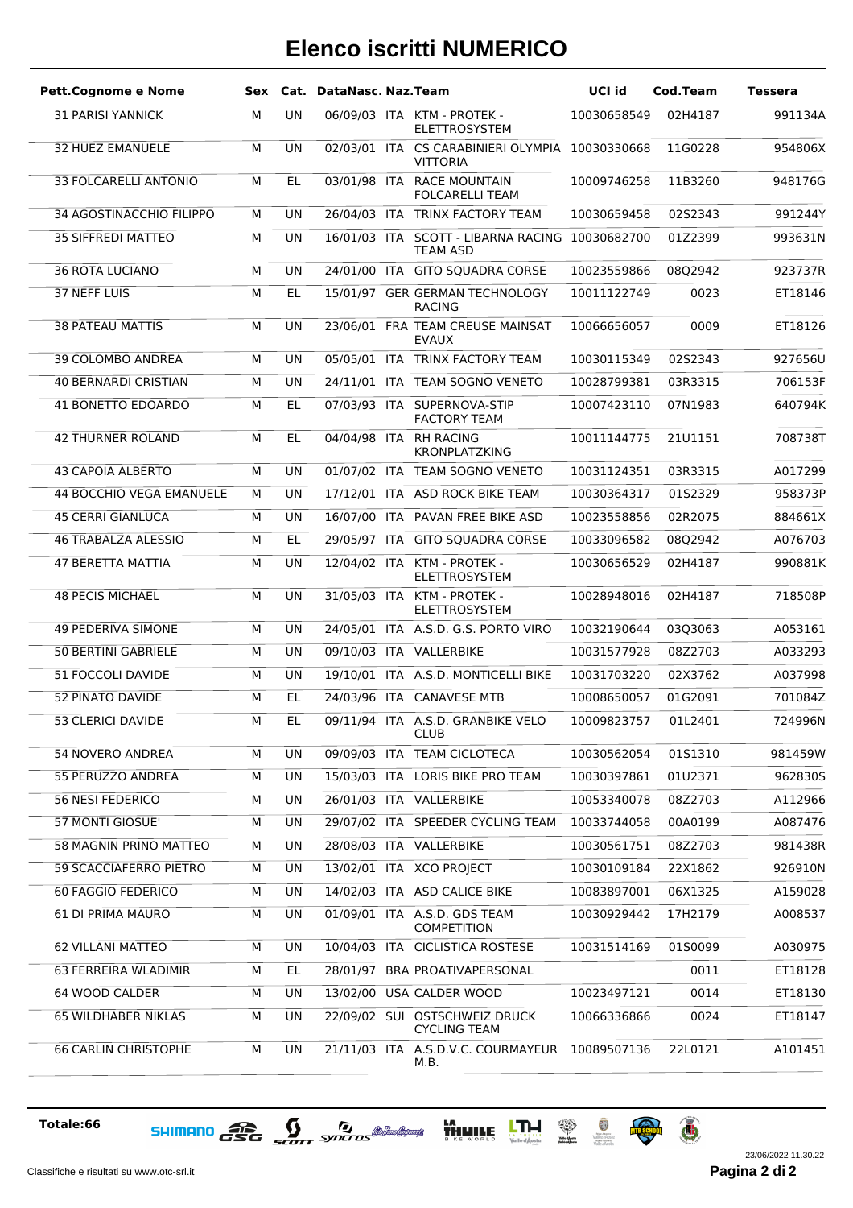# Elenco iscritti NUMERICO

| Pett.Cognome e Nome | Sex | Cat. | DataNasc. | Naz. | Team | UCI id | Cod.Team | Tessera |
|---|---|---|---|---|---|---|---|---|
| 31 PARISI YANNICK | M | UN | 06/09/03 | ITA | KTM - PROTEK - ELETTROSYSTEM | 10030658549 | 02H4187 | 991134A |
| 32 HUEZ EMANUELE | M | UN | 02/03/01 | ITA | CS CARABINIERI OLYMPIA VITTORIA | 10030330668 | 11G0228 | 954806X |
| 33 FOLCARELLI ANTONIO | M | EL | 03/01/98 | ITA | RACE MOUNTAIN FOLCARELLI TEAM | 10009746258 | 11B3260 | 948176G |
| 34 AGOSTINACCHIO FILIPPO | M | UN | 26/04/03 | ITA | TRINX FACTORY TEAM | 10030659458 | 02S2343 | 991244Y |
| 35 SIFFREDI MATTEO | M | UN | 16/01/03 | ITA | SCOTT - LIBARNA RACING TEAM ASD | 10030682700 | 01Z2399 | 993631N |
| 36 ROTA LUCIANO | M | UN | 24/01/00 | ITA | GITO SQUADRA CORSE | 10023559866 | 08Q2942 | 923737R |
| 37 NEFF LUIS | M | EL | 15/01/97 | GER | GERMAN TECHNOLOGY RACING | 10011122749 | 0023 | ET18146 |
| 38 PATEAU MATTIS | M | UN | 23/06/01 | FRA | TEAM CREUSE MAINSAT EVAUX | 10066656057 | 0009 | ET18126 |
| 39 COLOMBO ANDREA | M | UN | 05/05/01 | ITA | TRINX FACTORY TEAM | 10030115349 | 02S2343 | 927656U |
| 40 BERNARDI CRISTIAN | M | UN | 24/11/01 | ITA | TEAM SOGNO VENETO | 10028799381 | 03R3315 | 706153F |
| 41 BONETTO EDOARDO | M | EL | 07/03/93 | ITA | SUPERNOVA-STIP FACTORY TEAM | 10007423110 | 07N1983 | 640794K |
| 42 THURNER ROLAND | M | EL | 04/04/98 | ITA | RH RACING KRONPLATZKING | 10011144775 | 21U1151 | 708738T |
| 43 CAPOIA ALBERTO | M | UN | 01/07/02 | ITA | TEAM SOGNO VENETO | 10031124351 | 03R3315 | A017299 |
| 44 BOCCHIO VEGA EMANUELE | M | UN | 17/12/01 | ITA | ASD ROCK BIKE TEAM | 10030364317 | 01S2329 | 958373P |
| 45 CERRI GIANLUCA | M | UN | 16/07/00 | ITA | PAVAN FREE BIKE ASD | 10023558856 | 02R2075 | 884661X |
| 46 TRABALZA ALESSIO | M | EL | 29/05/97 | ITA | GITO SQUADRA CORSE | 10033096582 | 08Q2942 | A076703 |
| 47 BERETTA MATTIA | M | UN | 12/04/02 | ITA | KTM - PROTEK - ELETTROSYSTEM | 10030656529 | 02H4187 | 990881K |
| 48 PECIS MICHAEL | M | UN | 31/05/03 | ITA | KTM - PROTEK - ELETTROSYSTEM | 10028948016 | 02H4187 | 718508P |
| 49 PEDERIVA SIMONE | M | UN | 24/05/01 | ITA | A.S.D. G.S. PORTO VIRO | 10032190644 | 03Q3063 | A053161 |
| 50 BERTINI GABRIELE | M | UN | 09/10/03 | ITA | VALLERBIKE | 10031577928 | 08Z2703 | A033293 |
| 51 FOCCOLI DAVIDE | M | UN | 19/10/01 | ITA | A.S.D. MONTICELLI BIKE | 10031703220 | 02X3762 | A037998 |
| 52 PINATO DAVIDE | M | EL | 24/03/96 | ITA | CANAVESE MTB | 10008650057 | 01G2091 | 701084Z |
| 53 CLERICI DAVIDE | M | EL | 09/11/94 | ITA | A.S.D. GRANBIKE VELO CLUB | 10009823757 | 01L2401 | 724996N |
| 54 NOVERO ANDREA | M | UN | 09/09/03 | ITA | TEAM CICLOTECA | 10030562054 | 01S1310 | 981459W |
| 55 PERUZZO ANDREA | M | UN | 15/03/03 | ITA | LORIS BIKE PRO TEAM | 10030397861 | 01U2371 | 962830S |
| 56 NESI FEDERICO | M | UN | 26/01/03 | ITA | VALLERBIKE | 10053340078 | 08Z2703 | A112966 |
| 57 MONTI GIOSUE' | M | UN | 29/07/02 | ITA | SPEEDER CYCLING TEAM | 10033744058 | 00A0199 | A087476 |
| 58 MAGNIN PRINO MATTEO | M | UN | 28/08/03 | ITA | VALLERBIKE | 10030561751 | 08Z2703 | 981438R |
| 59 SCACCIAFERRO PIETRO | M | UN | 13/02/01 | ITA | XCO PROJECT | 10030109184 | 22X1862 | 926910N |
| 60 FAGGIO FEDERICO | M | UN | 14/02/03 | ITA | ASD CALICE BIKE | 10083897001 | 06X1325 | A159028 |
| 61 DI PRIMA MAURO | M | UN | 01/09/01 | ITA | A.S.D. GDS TEAM COMPETITION | 10030929442 | 17H2179 | A008537 |
| 62 VILLANI MATTEO | M | UN | 10/04/03 | ITA | CICLISTICA ROSTESE | 10031514169 | 01S0099 | A030975 |
| 63 FERREIRA WLADIMIR | M | EL | 28/01/97 | BRA | PROATIVAPERSONAL | | 0011 | ET18128 |
| 64 WOOD CALDER | M | UN | 13/02/00 | USA | CALDER WOOD | 10023497121 | 0014 | ET18130 |
| 65 WILDHABER NIKLAS | M | UN | 22/09/02 | SUI | OSTSCHWEIZ DRUCK CYCLING TEAM | 10066336866 | 0024 | ET18147 |
| 66 CARLIN CHRISTOPHE | M | UN | 21/11/03 | ITA | A.S.D.V.C. COURMAYEUR M.B. | 10089507136 | 22L0121 | A101451 |

**Totale:66**

23/06/2022 11.30.22

Classifiche e risultati su www.otc-srl.it